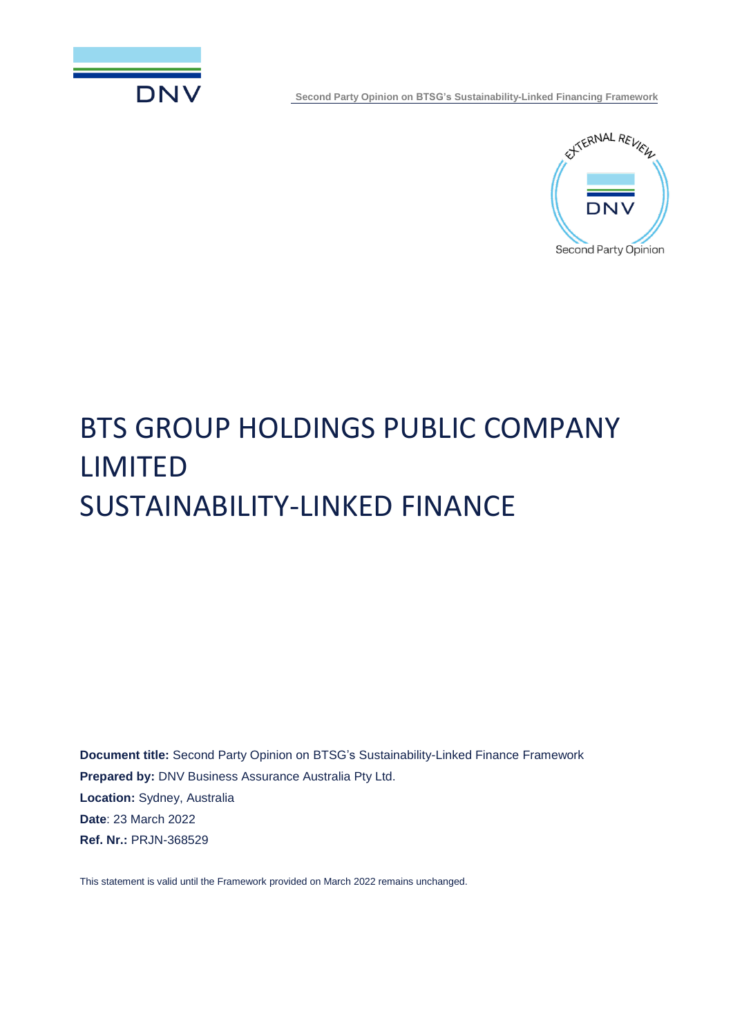# BTS GROUP HOLDINGS PUBLIC COMPANY LIMITED SUSTAINABILITY-LINKED FINANCE

**Document title:** Second Party Opinion on BTSG's Sustainability-Linked Finance Framework

**Prepared by:** DNV Business Assurance Australia Pty Ltd.

**Location:** Sydney, Australia

**Date**: 23 March 2022

**Ref. Nr.:** PRJN-368529

This statement is valid until the Framework provided on March 2022 remains unchanged.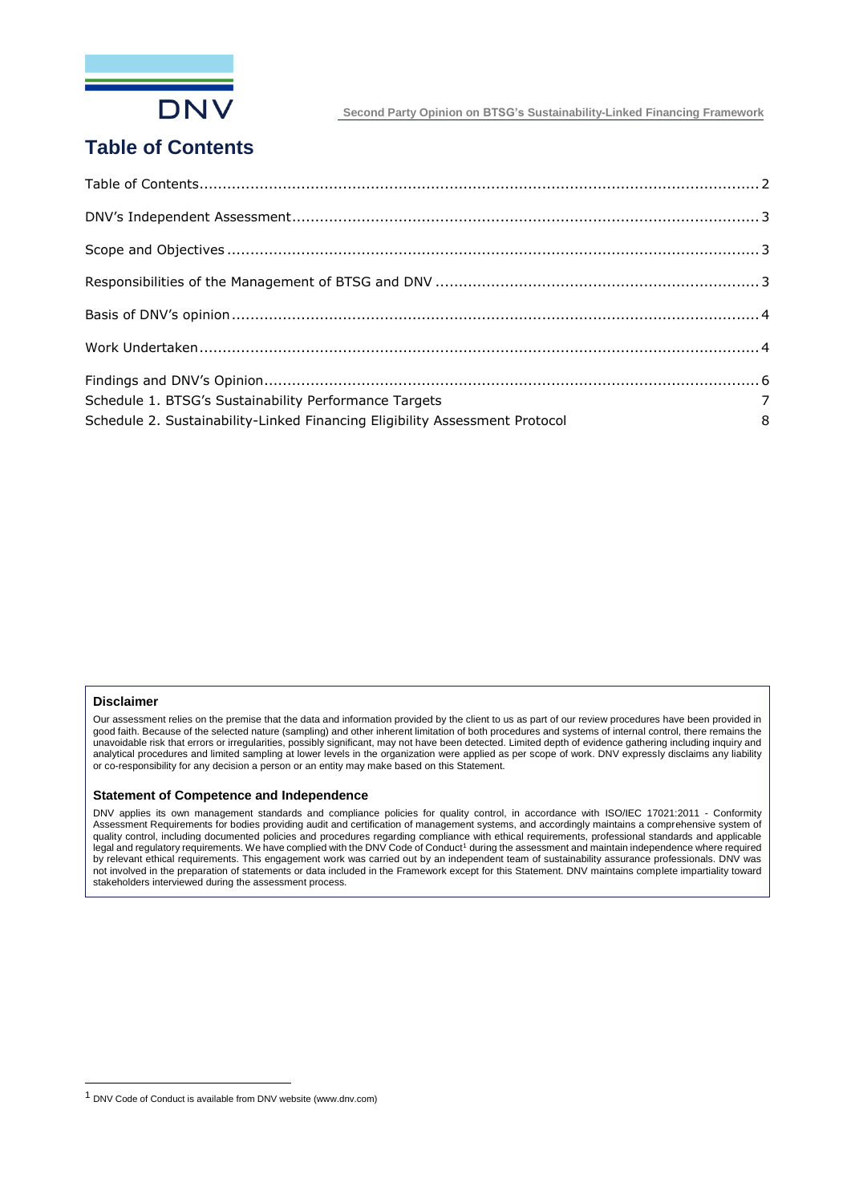# Table of Contents

| | |
|---|---|
| Table of Contents | 2 |
| DNV's Independent Assessment | 3 |
| Scope and Objectives | 3 |
| Responsibilities of the Management of BTSG and DNV | 3 |
| Basis of DNV's opinion | 4 |
| Work Undertaken | 4 |
| Findings and DNV's Opinion | 6 |
| Schedule 1. BTSG's Sustainability Performance Targets | 7 |
| Schedule 2. Sustainability-Linked Financing Eligibility Assessment Protocol | 8 |

**Disclaimer**

Our assessment relies on the premise that the data and information provided by the client to us as part of our review procedures have been provided in good faith. Because of the selected nature (sampling) and other inherent limitation of both procedures and systems of internal control, there remains the unavoidable risk that errors or irregularities, possibly significant, may not have been detected. Limited depth of evidence gathering including inquiry and analytical procedures and limited sampling at lower levels in the organization were applied as per scope of work. DNV expressly disclaims any liability or co-responsibility for any decision a person or an entity may make based on this Statement.

**Statement of Competence and Independence**

DNV applies its own management standards and compliance policies for quality control, in accordance with ISO/IEC 17021:2011 - Conformity Assessment Requirements for bodies providing audit and certification of management systems, and accordingly maintains a comprehensive system of quality control, including documented policies and procedures regarding compliance with ethical requirements, professional standards and applicable legal and regulatory requirements. We have complied with the DNV Code of Conduct[1] during the assessment and maintain independence where required by relevant ethical requirements. This engagement work was carried out by an independent team of sustainability assurance professionals. DNV was not involved in the preparation of statements or data included in the Framework except for this Statement. DNV maintains complete impartiality toward stakeholders interviewed during the assessment process.

[1] DNV Code of Conduct is available from DNV website (www.dnv.com)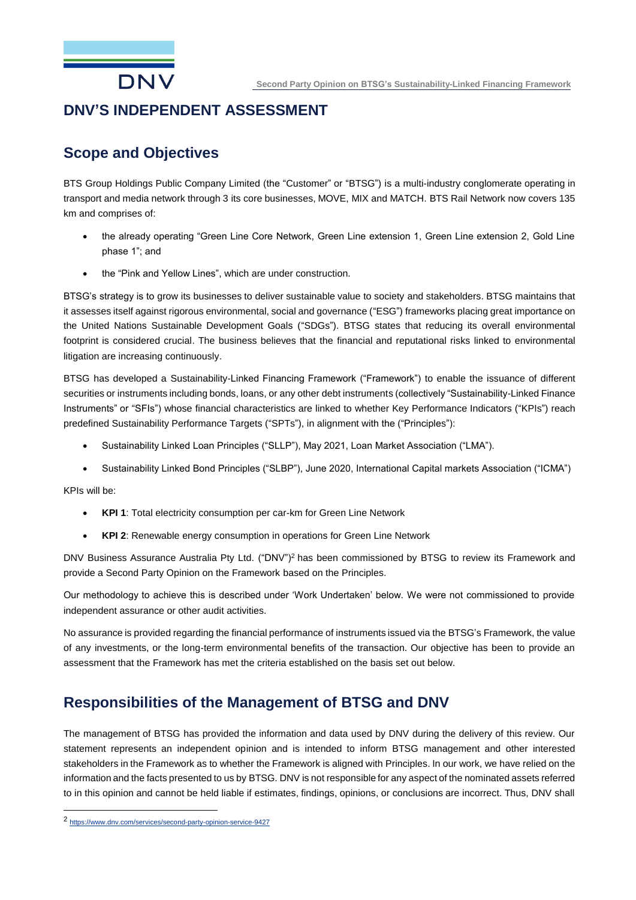## DNV'S INDEPENDENT ASSESSMENT

### Scope and Objectives

BTS Group Holdings Public Company Limited (the "Customer" or "BTSG") is a multi-industry conglomerate operating in transport and media network through 3 its core businesses, MOVE, MIX and MATCH. BTS Rail Network now covers 135 km and comprises of:

- the already operating "Green Line Core Network, Green Line extension 1, Green Line extension 2, Gold Line phase 1"; and
- the "Pink and Yellow Lines", which are under construction.

BTSG's strategy is to grow its businesses to deliver sustainable value to society and stakeholders. BTSG maintains that it assesses itself against rigorous environmental, social and governance ("ESG") frameworks placing great importance on the United Nations Sustainable Development Goals ("SDGs"). BTSG states that reducing its overall environmental footprint is considered crucial. The business believes that the financial and reputational risks linked to environmental litigation are increasing continuously.

BTSG has developed a Sustainability-Linked Financing Framework ("Framework") to enable the issuance of different securities or instruments including bonds, loans, or any other debt instruments (collectively "Sustainability-Linked Finance Instruments" or "SFIs") whose financial characteristics are linked to whether Key Performance Indicators ("KPIs") reach predefined Sustainability Performance Targets ("SPTs"), in alignment with the ("Principles"):

- Sustainability Linked Loan Principles ("SLLP"), May 2021, Loan Market Association ("LMA").
- Sustainability Linked Bond Principles ("SLBP"), June 2020, International Capital markets Association ("ICMA")

KPIs will be:

- **KPI 1**: Total electricity consumption per car-km for Green Line Network
- **KPI 2**: Renewable energy consumption in operations for Green Line Network

DNV Business Assurance Australia Pty Ltd. ("DNV")[2] has been commissioned by BTSG to review its Framework and provide a Second Party Opinion on the Framework based on the Principles.

Our methodology to achieve this is described under 'Work Undertaken' below. We were not commissioned to provide independent assurance or other audit activities.

No assurance is provided regarding the financial performance of instruments issued via the BTSG's Framework, the value of any investments, or the long-term environmental benefits of the transaction. Our objective has been to provide an assessment that the Framework has met the criteria established on the basis set out below.

### Responsibilities of the Management of BTSG and DNV

The management of BTSG has provided the information and data used by DNV during the delivery of this review. Our statement represents an independent opinion and is intended to inform BTSG management and other interested stakeholders in the Framework as to whether the Framework is aligned with Principles. In our work, we have relied on the information and the facts presented to us by BTSG. DNV is not responsible for any aspect of the nominated assets referred to in this opinion and cannot be held liable if estimates, findings, opinions, or conclusions are incorrect. Thus, DNV shall

---

[2] https://www.dnv.com/services/second-party-opinion-service-9427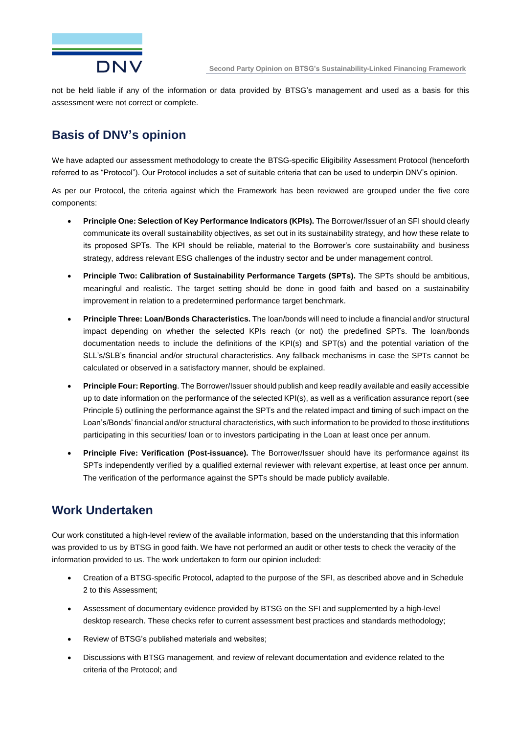not be held liable if any of the information or data provided by BTSG's management and used as a basis for this assessment were not correct or complete.

## Basis of DNV's opinion

We have adapted our assessment methodology to create the BTSG-specific Eligibility Assessment Protocol (henceforth referred to as "Protocol"). Our Protocol includes a set of suitable criteria that can be used to underpin DNV's opinion.

As per our Protocol, the criteria against which the Framework has been reviewed are grouped under the five core components:

- **Principle One: Selection of Key Performance Indicators (KPIs).** The Borrower/Issuer of an SFI should clearly communicate its overall sustainability objectives, as set out in its sustainability strategy, and how these relate to its proposed SPTs. The KPI should be reliable, material to the Borrower's core sustainability and business strategy, address relevant ESG challenges of the industry sector and be under management control.
- **Principle Two: Calibration of Sustainability Performance Targets (SPTs).** The SPTs should be ambitious, meaningful and realistic. The target setting should be done in good faith and based on a sustainability improvement in relation to a predetermined performance target benchmark.
- **Principle Three: Loan/Bonds Characteristics.** The loan/bonds will need to include a financial and/or structural impact depending on whether the selected KPIs reach (or not) the predefined SPTs. The loan/bonds documentation needs to include the definitions of the KPI(s) and SPT(s) and the potential variation of the SLL's/SLB's financial and/or structural characteristics. Any fallback mechanisms in case the SPTs cannot be calculated or observed in a satisfactory manner, should be explained.
- **Principle Four: Reporting**. The Borrower/Issuer should publish and keep readily available and easily accessible up to date information on the performance of the selected KPI(s), as well as a verification assurance report (see Principle 5) outlining the performance against the SPTs and the related impact and timing of such impact on the Loan's/Bonds' financial and/or structural characteristics, with such information to be provided to those institutions participating in this securities/ loan or to investors participating in the Loan at least once per annum.
- **Principle Five: Verification (Post-issuance).** The Borrower/Issuer should have its performance against its SPTs independently verified by a qualified external reviewer with relevant expertise, at least once per annum. The verification of the performance against the SPTs should be made publicly available.

## Work Undertaken

Our work constituted a high-level review of the available information, based on the understanding that this information was provided to us by BTSG in good faith. We have not performed an audit or other tests to check the veracity of the information provided to us. The work undertaken to form our opinion included:

- Creation of a BTSG-specific Protocol, adapted to the purpose of the SFI, as described above and in Schedule 2 to this Assessment;
- Assessment of documentary evidence provided by BTSG on the SFI and supplemented by a high-level desktop research. These checks refer to current assessment best practices and standards methodology;
- Review of BTSG's published materials and websites;
- Discussions with BTSG management, and review of relevant documentation and evidence related to the criteria of the Protocol; and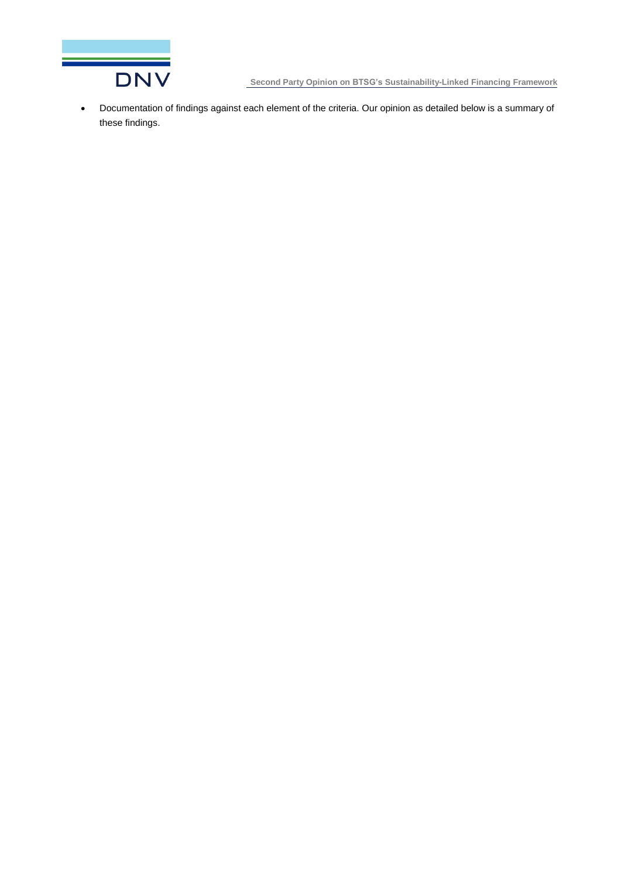- Documentation of findings against each element of the criteria. Our opinion as detailed below is a summary of these findings.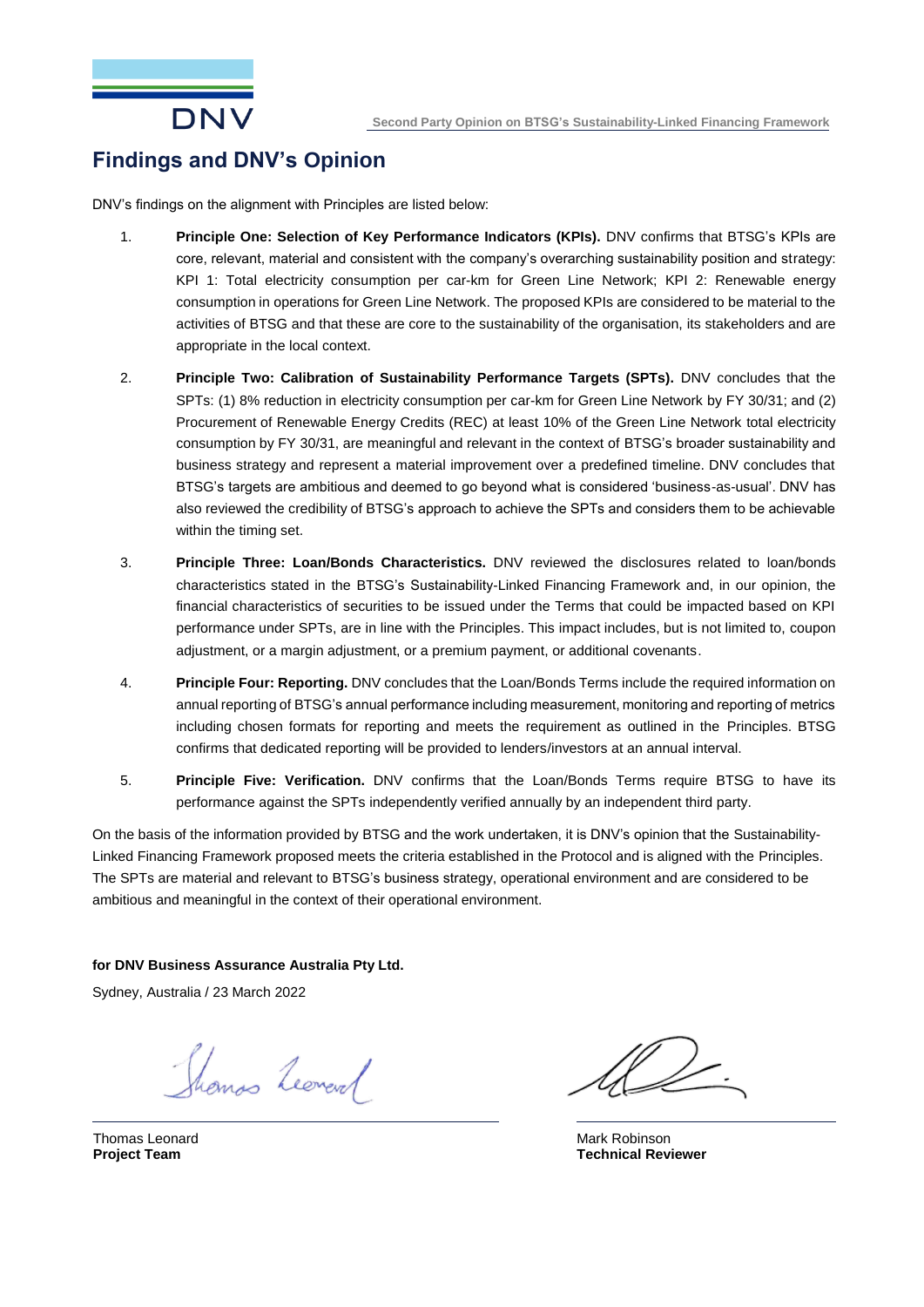# Findings and DNV's Opinion

DNV's findings on the alignment with Principles are listed below:

1. **Principle One: Selection of Key Performance Indicators (KPIs).** DNV confirms that BTSG's KPIs are core, relevant, material and consistent with the company's overarching sustainability position and strategy: KPI 1: Total electricity consumption per car-km for Green Line Network; KPI 2: Renewable energy consumption in operations for Green Line Network. The proposed KPIs are considered to be material to the activities of BTSG and that these are core to the sustainability of the organisation, its stakeholders and are appropriate in the local context.

2. **Principle Two: Calibration of Sustainability Performance Targets (SPTs).** DNV concludes that the SPTs: (1) 8% reduction in electricity consumption per car-km for Green Line Network by FY 30/31; and (2) Procurement of Renewable Energy Credits (REC) at least 10% of the Green Line Network total electricity consumption by FY 30/31, are meaningful and relevant in the context of BTSG's broader sustainability and business strategy and represent a material improvement over a predefined timeline. DNV concludes that BTSG's targets are ambitious and deemed to go beyond what is considered 'business-as-usual'. DNV has also reviewed the credibility of BTSG's approach to achieve the SPTs and considers them to be achievable within the timing set.

3. **Principle Three: Loan/Bonds Characteristics.** DNV reviewed the disclosures related to loan/bonds characteristics stated in the BTSG's Sustainability-Linked Financing Framework and, in our opinion, the financial characteristics of securities to be issued under the Terms that could be impacted based on KPI performance under SPTs, are in line with the Principles. This impact includes, but is not limited to, coupon adjustment, or a margin adjustment, or a premium payment, or additional covenants.

4. **Principle Four: Reporting.** DNV concludes that the Loan/Bonds Terms include the required information on annual reporting of BTSG's annual performance including measurement, monitoring and reporting of metrics including chosen formats for reporting and meets the requirement as outlined in the Principles. BTSG confirms that dedicated reporting will be provided to lenders/investors at an annual interval.

5. **Principle Five: Verification.** DNV confirms that the Loan/Bonds Terms require BTSG to have its performance against the SPTs independently verified annually by an independent third party.

On the basis of the information provided by BTSG and the work undertaken, it is DNV's opinion that the Sustainability-Linked Financing Framework proposed meets the criteria established in the Protocol and is aligned with the Principles. The SPTs are material and relevant to BTSG's business strategy, operational environment and are considered to be ambitious and meaningful in the context of their operational environment.

**for DNV Business Assurance Australia Pty Ltd.**

Sydney, Australia / 23 March 2022

Thomas Leonard
**Project Team**

Mark Robinson
**Technical Reviewer**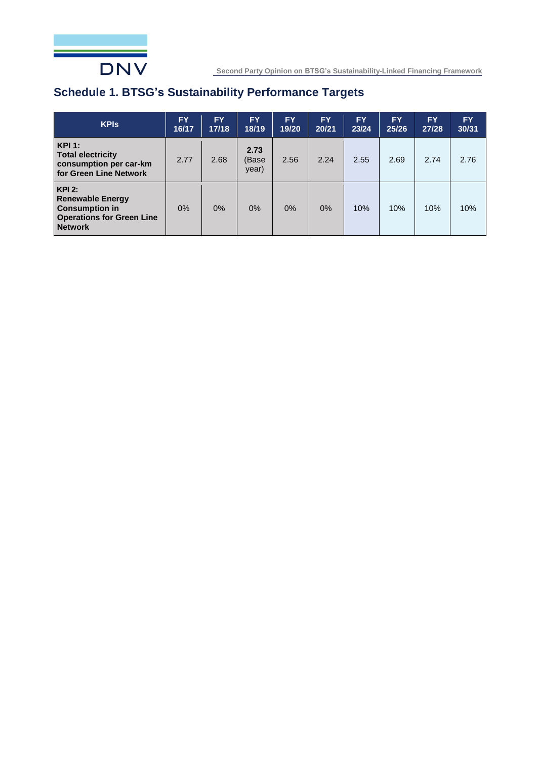## Schedule 1. BTSG's Sustainability Performance Targets

| KPIs | FY 16/17 | FY 17/18 | FY 18/19 | FY 19/20 | FY 20/21 | FY 23/24 | FY 25/26 | FY 27/28 | FY 30/31 |
|---|---|---|---|---|---|---|---|---|---|
| **KPI 1: Total electricity consumption per car-km for Green Line Network** | 2.77 | 2.68 | **2.73** (Base year) | 2.56 | 2.24 | 2.55 | 2.69 | 2.74 | 2.76 |
| **KPI 2: Renewable Energy Consumption in Operations for Green Line Network** | 0% | 0% | 0% | 0% | 0% | 10% | 10% | 10% | 10% |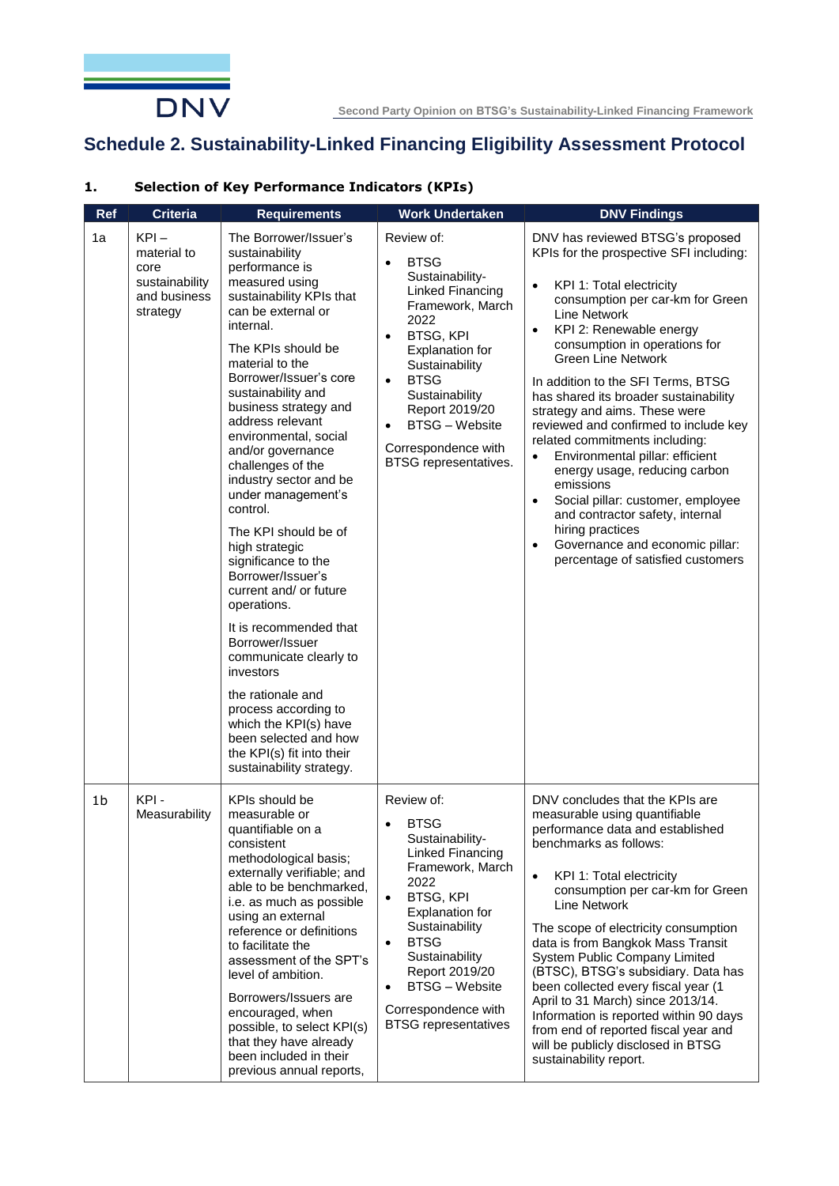## Schedule 2. Sustainability-Linked Financing Eligibility Assessment Protocol

### 1. Selection of Key Performance Indicators (KPIs)

| Ref | Criteria | Requirements | Work Undertaken | DNV Findings |
|---|---|---|---|---|
| 1a | KPI – material to core sustainability and business strategy | The Borrower/Issuer's sustainability performance is measured using sustainability KPIs that can be external or internal.<br><br>The KPIs should be material to the Borrower/Issuer's core sustainability and business strategy and address relevant environmental, social and/or governance challenges of the industry sector and be under management's control.<br><br>The KPI should be of high strategic significance to the Borrower/Issuer's current and/ or future operations.<br><br>It is recommended that Borrower/Issuer communicate clearly to investors<br><br>the rationale and process according to which the KPI(s) have been selected and how the KPI(s) fit into their sustainability strategy. | Review of:<br>• BTSG Sustainability-Linked Financing Framework, March 2022<br>• BTSG, KPI Explanation for Sustainability<br>• BTSG Sustainability Report 2019/20<br>• BTSG – Website<br><br>Correspondence with BTSG representatives. | DNV has reviewed BTSG's proposed KPIs for the prospective SFI including:<br>• KPI 1: Total electricity consumption per car-km for Green Line Network<br>• KPI 2: Renewable energy consumption in operations for Green Line Network<br><br>In addition to the SFI Terms, BTSG has shared its broader sustainability strategy and aims. These were reviewed and confirmed to include key related commitments including:<br>• Environmental pillar: efficient energy usage, reducing carbon emissions<br>• Social pillar: customer, employee and contractor safety, internal hiring practices<br>• Governance and economic pillar: percentage of satisfied customers |
| 1b | KPI - Measurability | KPIs should be measurable or quantifiable on a consistent methodological basis; externally verifiable; and able to be benchmarked, i.e. as much as possible using an external reference or definitions to facilitate the assessment of the SPT's level of ambition.<br><br>Borrowers/Issuers are encouraged, when possible, to select KPI(s) that they have already been included in their previous annual reports, | Review of:<br>• BTSG Sustainability-Linked Financing Framework, March 2022<br>• BTSG, KPI Explanation for Sustainability<br>• BTSG Sustainability Report 2019/20<br>• BTSG – Website<br><br>Correspondence with BTSG representatives | DNV concludes that the KPIs are measurable using quantifiable performance data and established benchmarks as follows:<br>• KPI 1: Total electricity consumption per car-km for Green Line Network<br><br>The scope of electricity consumption data is from Bangkok Mass Transit System Public Company Limited (BTSC), BTSG's subsidiary. Data has been collected every fiscal year (1 April to 31 March) since 2013/14. Information is reported within 90 days from end of reported fiscal year and will be publicly disclosed in BTSG sustainability report. |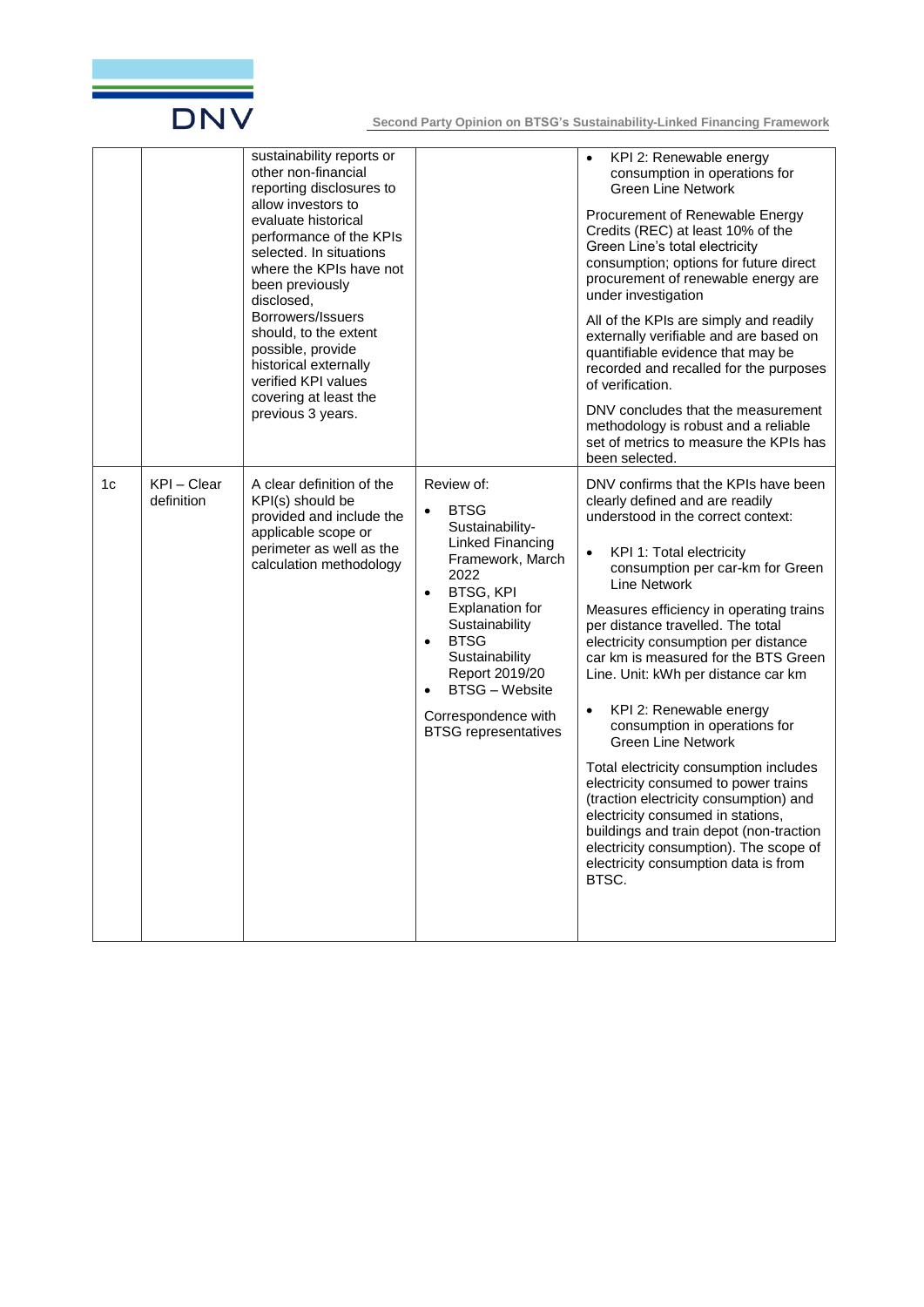| | | | | |
|---|---|---|---|---|
| | | sustainability reports or other non-financial reporting disclosures to allow investors to evaluate historical performance of the KPIs selected. In situations where the KPIs have not been previously disclosed, Borrowers/Issuers should, to the extent possible, provide historical externally verified KPI values covering at least the previous 3 years. | | • KPI 2: Renewable energy consumption in operations for Green Line Network<br><br>Procurement of Renewable Energy Credits (REC) at least 10% of the Green Line's total electricity consumption; options for future direct procurement of renewable energy are under investigation<br><br>All of the KPIs are simply and readily externally verifiable and are based on quantifiable evidence that may be recorded and recalled for the purposes of verification.<br><br>DNV concludes that the measurement methodology is robust and a reliable set of metrics to measure the KPIs has been selected. |
| 1c | KPI – Clear definition | A clear definition of the KPI(s) should be provided and include the applicable scope or perimeter as well as the calculation methodology | Review of:<br>• BTSG Sustainability-Linked Financing Framework, March 2022<br>• BTSG, KPI Explanation for Sustainability<br>• BTSG Sustainability Report 2019/20<br>• BTSG – Website<br><br>Correspondence with BTSG representatives | DNV confirms that the KPIs have been clearly defined and are readily understood in the correct context:<br><br>• KPI 1: Total electricity consumption per car-km for Green Line Network<br><br>Measures efficiency in operating trains per distance travelled. The total electricity consumption per distance car km is measured for the BTS Green Line. Unit: kWh per distance car km<br><br>• KPI 2: Renewable energy consumption in operations for Green Line Network<br><br>Total electricity consumption includes electricity consumed to power trains (traction electricity consumption) and electricity consumed in stations, buildings and train depot (non-traction electricity consumption). The scope of electricity consumption data is from BTSC. |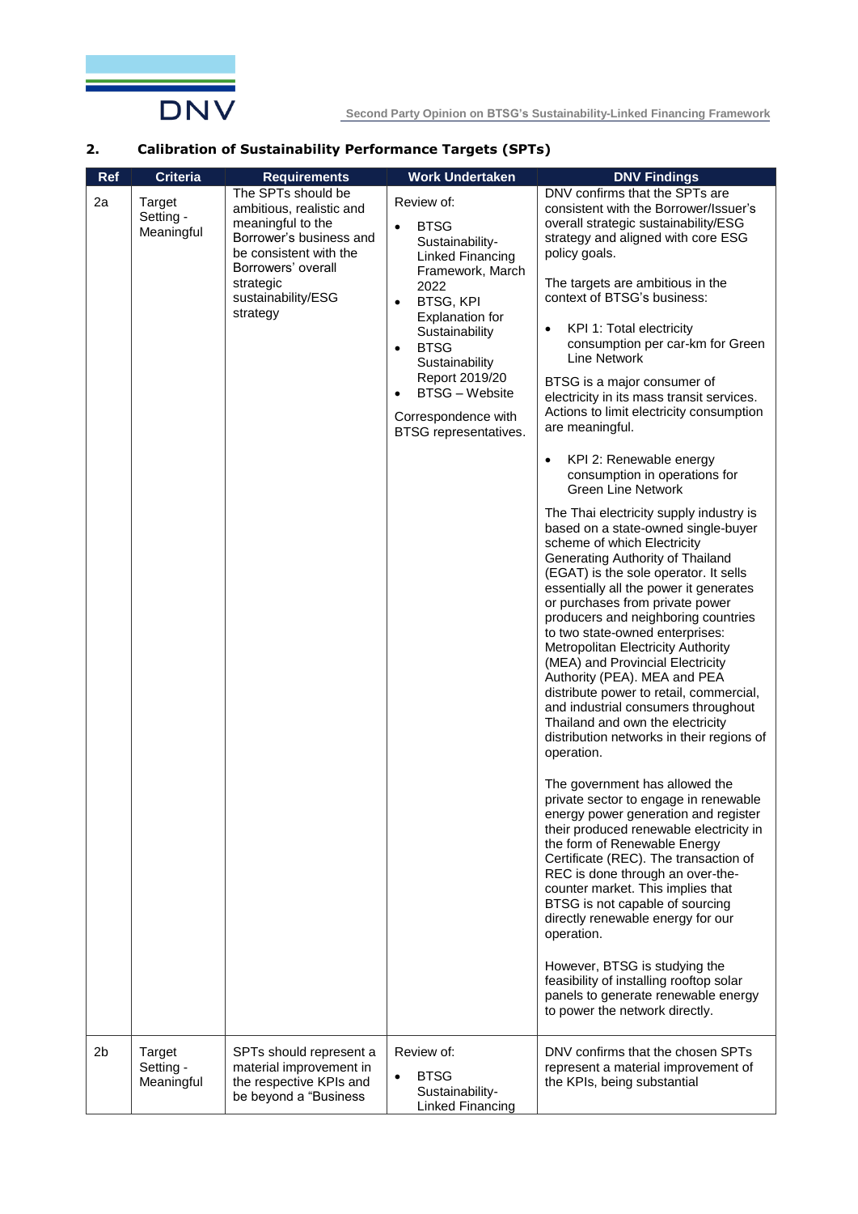## 2. Calibration of Sustainability Performance Targets (SPTs)

| Ref | Criteria | Requirements | Work Undertaken | DNV Findings |
|---|---|---|---|---|
| 2a | Target Setting - Meaningful | The SPTs should be ambitious, realistic and meaningful to the Borrower's business and be consistent with the Borrowers' overall strategic sustainability/ESG strategy | Review of:<br>• BTSG Sustainability-Linked Financing Framework, March 2022<br>• BTSG, KPI Explanation for Sustainability<br>• BTSG Sustainability Report 2019/20<br>• BTSG – Website<br><br>Correspondence with BTSG representatives. | DNV confirms that the SPTs are consistent with the Borrower/Issuer's overall strategic sustainability/ESG strategy and aligned with core ESG policy goals.<br><br>The targets are ambitious in the context of BTSG's business:<br><br>• KPI 1: Total electricity consumption per car-km for Green Line Network<br><br>BTSG is a major consumer of electricity in its mass transit services. Actions to limit electricity consumption are meaningful.<br><br>• KPI 2: Renewable energy consumption in operations for Green Line Network<br><br>The Thai electricity supply industry is based on a state-owned single-buyer scheme of which Electricity Generating Authority of Thailand (EGAT) is the sole operator. It sells essentially all the power it generates or purchases from private power producers and neighboring countries to two state-owned enterprises: Metropolitan Electricity Authority (MEA) and Provincial Electricity Authority (PEA). MEA and PEA distribute power to retail, commercial, and industrial consumers throughout Thailand and own the electricity distribution networks in their regions of operation.<br><br>The government has allowed the private sector to engage in renewable energy power generation and register their produced renewable electricity in the form of Renewable Energy Certificate (REC). The transaction of REC is done through an over-the-counter market. This implies that BTSG is not capable of sourcing directly renewable energy for our operation.<br><br>However, BTSG is studying the feasibility of installing rooftop solar panels to generate renewable energy to power the network directly. |
| 2b | Target Setting - Meaningful | SPTs should represent a material improvement in the respective KPIs and be beyond a "Business | Review of:<br>• BTSG Sustainability-Linked Financing | DNV confirms that the chosen SPTs represent a material improvement of the KPIs, being substantial |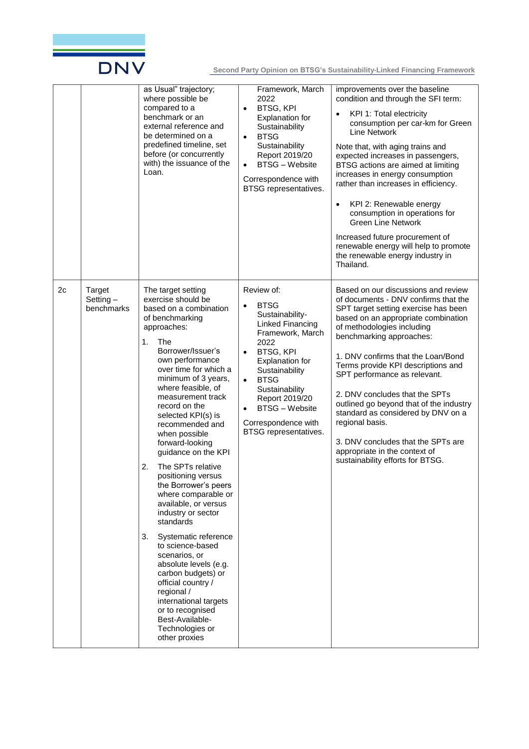| | | as Usual" trajectory; where possible be compared to a benchmark or an external reference and be determined on a predefined timeline, set before (or concurrently with) the issuance of the Loan. | Framework, March 2022<br>• BTSG, KPI Explanation for Sustainability<br>• BTSG Sustainability Report 2019/20<br>• BTSG – Website<br><br>Correspondence with BTSG representatives. | improvements over the baseline condition and through the SFI term:<br>• KPI 1: Total electricity consumption per car-km for Green Line Network<br><br>Note that, with aging trains and expected increases in passengers, BTSG actions are aimed at limiting increases in energy consumption rather than increases in efficiency.<br><br>• KPI 2: Renewable energy consumption in operations for Green Line Network<br><br>Increased future procurement of renewable energy will help to promote the renewable energy industry in Thailand. |
|---|---|---|---|---|
| 2c | Target Setting – benchmarks | The target setting exercise should be based on a combination of benchmarking approaches:<br>1. The Borrower/Issuer's own performance over time for which a minimum of 3 years, where feasible, of measurement track record on the selected KPI(s) is recommended and when possible forward-looking guidance on the KPI<br>2. The SPTs relative positioning versus the Borrower's peers where comparable or available, or versus industry or sector standards<br>3. Systematic reference to science-based scenarios, or absolute levels (e.g. carbon budgets) or official country / regional / international targets or to recognised Best-Available-Technologies or other proxies | Review of:<br>• BTSG Sustainability-Linked Financing Framework, March 2022<br>• BTSG, KPI Explanation for Sustainability<br>• BTSG Sustainability Report 2019/20<br>• BTSG – Website<br><br>Correspondence with BTSG representatives. | Based on our discussions and review of documents - DNV confirms that the SPT target setting exercise has been based on an appropriate combination of methodologies including benchmarking approaches:<br><br>1. DNV confirms that the Loan/Bond Terms provide KPI descriptions and SPT performance as relevant.<br><br>2. DNV concludes that the SPTs outlined go beyond that of the industry standard as considered by DNV on a regional basis.<br><br>3. DNV concludes that the SPTs are appropriate in the context of sustainability efforts for BTSG. |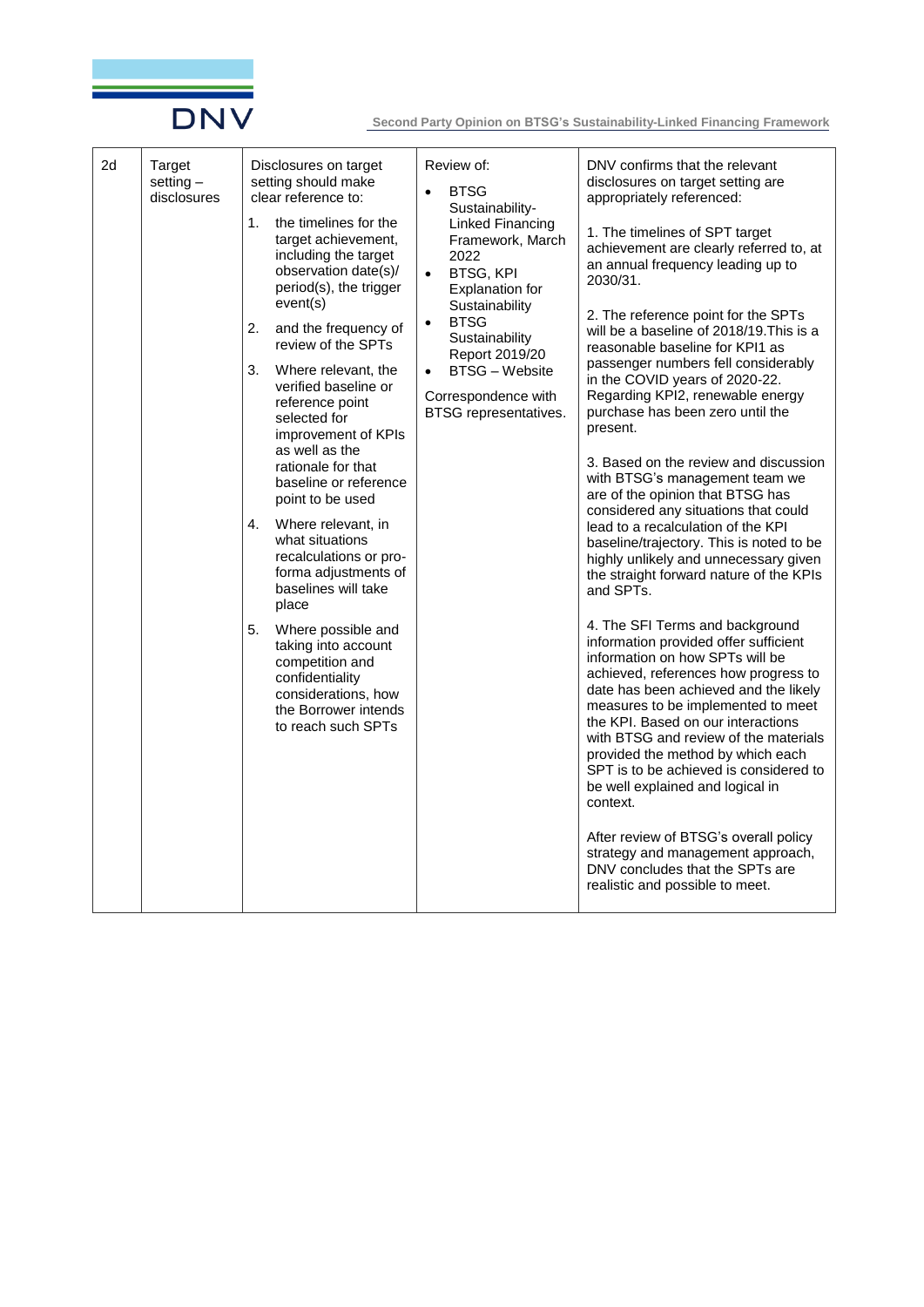| 2d | Target setting – disclosures | Disclosures on target setting should make clear reference to:<br>1. the timelines for the target achievement, including the target observation date(s)/ period(s), the trigger event(s)<br>2. and the frequency of review of the SPTs<br>3. Where relevant, the verified baseline or reference point selected for improvement of KPIs as well as the rationale for that baseline or reference point to be used<br>4. Where relevant, in what situations recalculations or pro-forma adjustments of baselines will take place<br>5. Where possible and taking into account competition and confidentiality considerations, how the Borrower intends to reach such SPTs | Review of:<br>• BTSG Sustainability-Linked Financing Framework, March 2022<br>• BTSG, KPI Explanation for Sustainability<br>• BTSG Sustainability Report 2019/20<br>• BTSG – Website<br>Correspondence with BTSG representatives. | DNV confirms that the relevant disclosures on target setting are appropriately referenced:<br>1. The timelines of SPT target achievement are clearly referred to, at an annual frequency leading up to 2030/31.<br>2. The reference point for the SPTs will be a baseline of 2018/19.This is a reasonable baseline for KPI1 as passenger numbers fell considerably in the COVID years of 2020-22. Regarding KPI2, renewable energy purchase has been zero until the present.<br>3. Based on the review and discussion with BTSG's management team we are of the opinion that BTSG has considered any situations that could lead to a recalculation of the KPI baseline/trajectory. This is noted to be highly unlikely and unnecessary given the straight forward nature of the KPIs and SPTs.<br>4. The SFI Terms and background information provided offer sufficient information on how SPTs will be achieved, references how progress to date has been achieved and the likely measures to be implemented to meet the KPI. Based on our interactions with BTSG and review of the materials provided the method by which each SPT is to be achieved is considered to be well explained and logical in context.<br>After review of BTSG's overall policy strategy and management approach, DNV concludes that the SPTs are realistic and possible to meet. |
|---|---|---|---|---|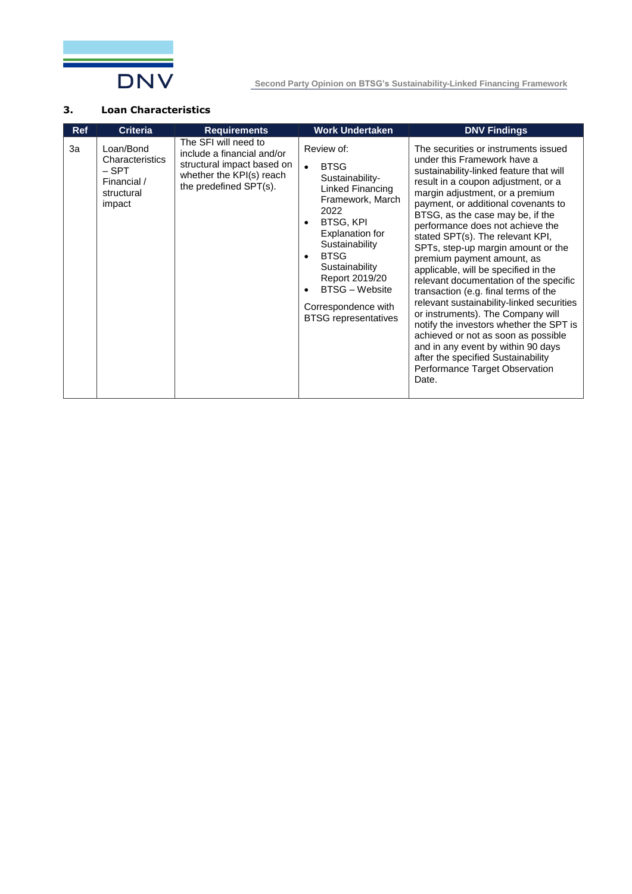## 3. Loan Characteristics

| Ref | Criteria | Requirements | Work Undertaken | DNV Findings |
|---|---|---|---|---|
| 3a | Loan/Bond Characteristics – SPT Financial / structural impact | The SFI will need to include a financial and/or structural impact based on whether the KPI(s) reach the predefined SPT(s). | Review of:<br>• BTSG Sustainability-Linked Financing Framework, March 2022<br>• BTSG, KPI Explanation for Sustainability<br>• BTSG Sustainability Report 2019/20<br>• BTSG – Website<br><br>Correspondence with BTSG representatives | The securities or instruments issued under this Framework have a sustainability-linked feature that will result in a coupon adjustment, or a margin adjustment, or a premium payment, or additional covenants to BTSG, as the case may be, if the performance does not achieve the stated SPT(s). The relevant KPI, SPTs, step-up margin amount or the premium payment amount, as applicable, will be specified in the relevant documentation of the specific transaction (e.g. final terms of the relevant sustainability-linked securities or instruments). The Company will notify the investors whether the SPT is achieved or not as soon as possible and in any event by within 90 days after the specified Sustainability Performance Target Observation Date. |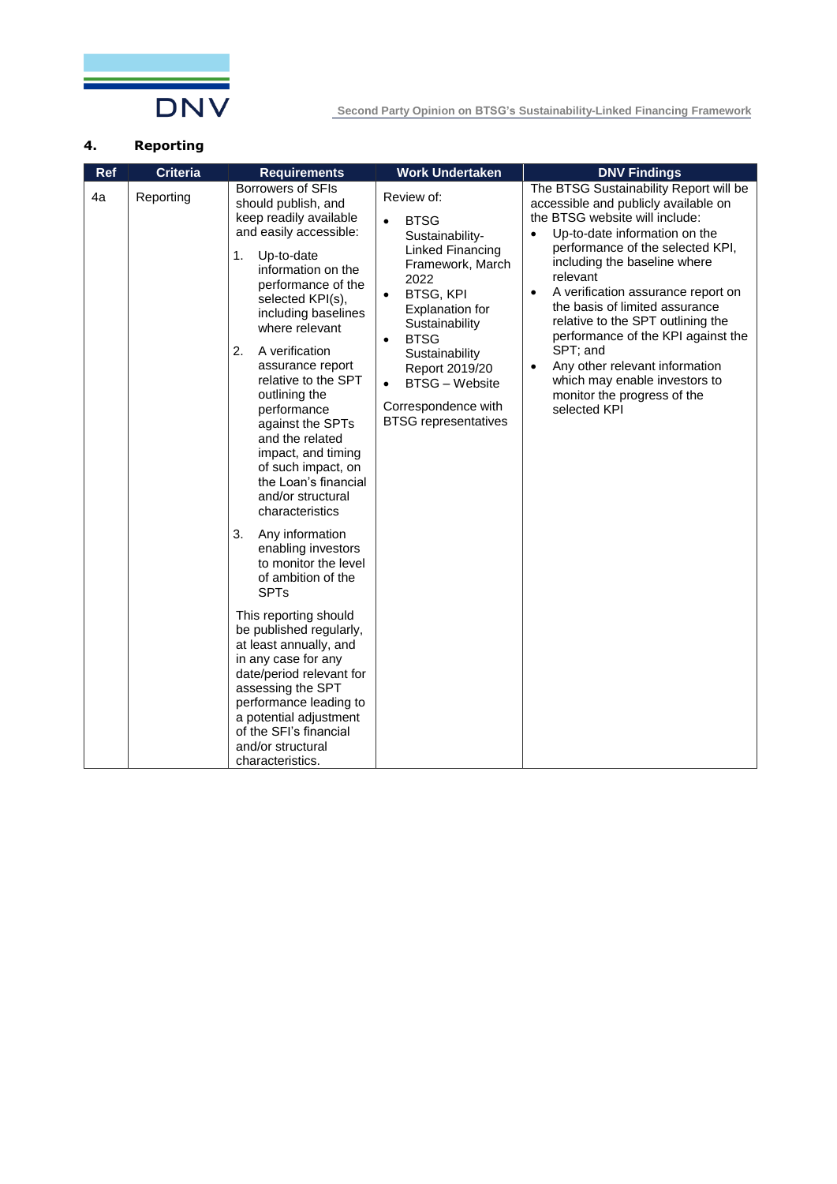## 4. Reporting

| Ref | Criteria | Requirements | Work Undertaken | DNV Findings |
|---|---|---|---|---|
| 4a | Reporting | Borrowers of SFIs should publish, and keep readily available and easily accessible:<br>1. Up-to-date information on the performance of the selected KPI(s), including baselines where relevant<br>2. A verification assurance report relative to the SPT outlining the performance against the SPTs and the related impact, and timing of such impact, on the Loan's financial and/or structural characteristics<br>3. Any information enabling investors to monitor the level of ambition of the SPTs<br><br>This reporting should be published regularly, at least annually, and in any case for any date/period relevant for assessing the SPT performance leading to a potential adjustment of the SFI's financial and/or structural characteristics. | Review of:<br>• BTSG Sustainability-Linked Financing Framework, March 2022<br>• BTSG, KPI Explanation for Sustainability<br>• BTSG Sustainability Report 2019/20<br>• BTSG – Website<br><br>Correspondence with BTSG representatives | The BTSG Sustainability Report will be accessible and publicly available on the BTSG website will include:<br>• Up-to-date information on the performance of the selected KPI, including the baseline where relevant<br>• A verification assurance report on the basis of limited assurance relative to the SPT outlining the performance of the KPI against the SPT; and<br>• Any other relevant information which may enable investors to monitor the progress of the selected KPI |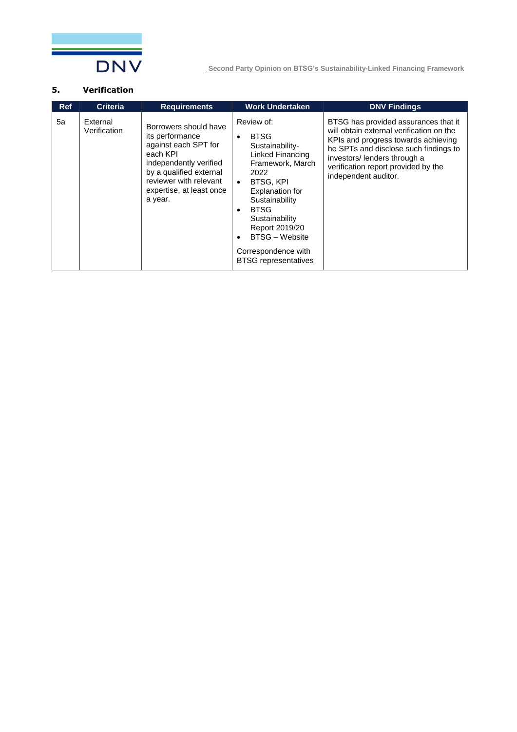## 5. Verification

| Ref | Criteria | Requirements | Work Undertaken | DNV Findings |
|---|---|---|---|---|
| 5a | External Verification | Borrowers should have its performance against each SPT for each KPI independently verified by a qualified external reviewer with relevant expertise, at least once a year. | Review of:<br>• BTSG Sustainability-Linked Financing Framework, March 2022<br>• BTSG, KPI Explanation for Sustainability<br>• BTSG Sustainability Report 2019/20<br>• BTSG – Website<br><br>Correspondence with BTSG representatives | BTSG has provided assurances that it will obtain external verification on the KPIs and progress towards achieving he SPTs and disclose such findings to investors/ lenders through a verification report provided by the independent auditor. |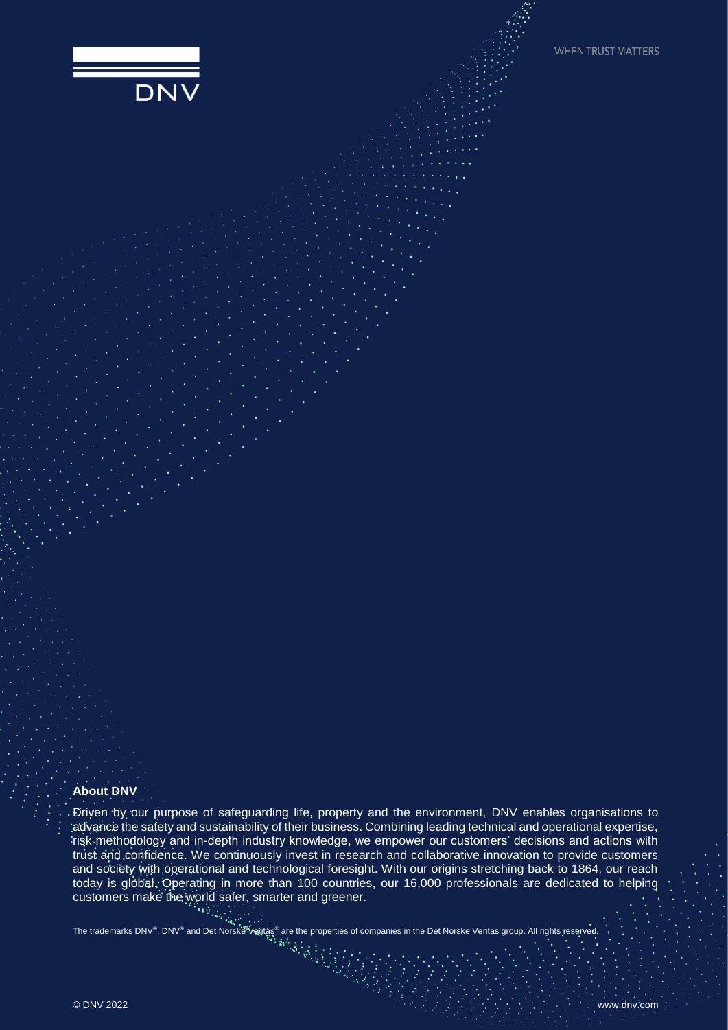DNV

WHEN TRUST MATTERS

**About DNV**

Driven by our purpose of safeguarding life, property and the environment, DNV enables organisations to advance the safety and sustainability of their business. Combining leading technical and operational expertise, risk methodology and in-depth industry knowledge, we empower our customers' decisions and actions with trust and confidence. We continuously invest in research and collaborative innovation to provide customers and society with operational and technological foresight. With our origins stretching back to 1864, our reach today is global. Operating in more than 100 countries, our 16,000 professionals are dedicated to helping customers make the world safer, smarter and greener.

The trademarks DNV®, DNV® and Det Norske Veritas® are the properties of companies in the Det Norske Veritas group. All rights reserved.

© DNV 2022

www.dnv.com